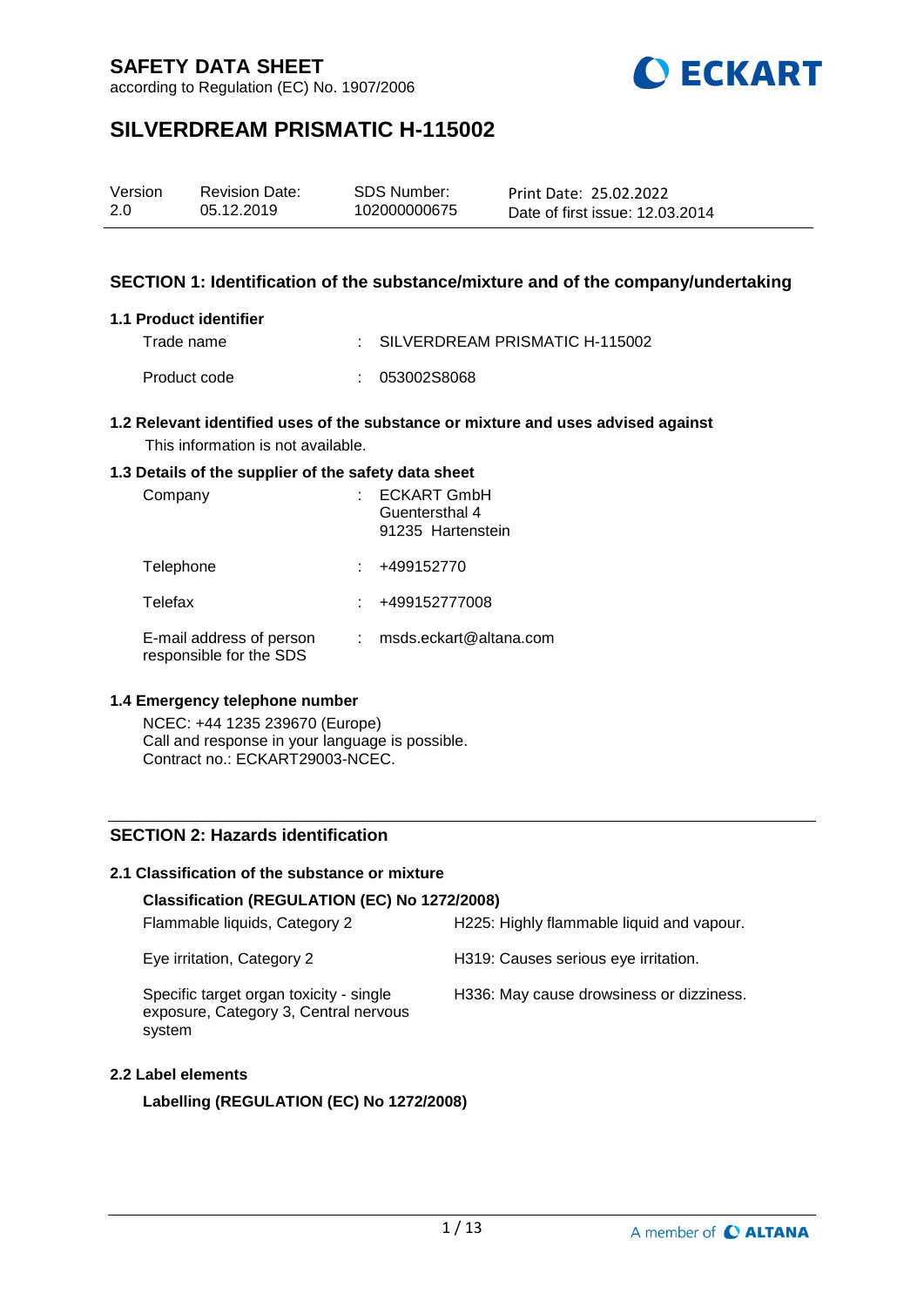# SAFETY DATA SHEET

according to Regulation (EC) No. 1907/2006

# SILVERDREAM PRISMATIC H-115002

| Version | Revision Date: | SDS Number: | Print Date: 25.02.2022 |
| --- | --- | --- | --- |
| 2.0 | 05.12.2019 | 102000000675 | Date of first issue: 12.03.2014 |

## SECTION 1: Identification of the substance/mixture and of the company/undertaking

### 1.1 Product identifier

| | | |
| --- | --- | --- |
| Trade name | : | SILVERDREAM PRISMATIC H-115002 |
| Product code | : | 053002S8068 |

### 1.2 Relevant identified uses of the substance or mixture and uses advised against

This information is not available.

### 1.3 Details of the supplier of the safety data sheet

| | | |
| --- | --- | --- |
| Company | : | ECKART GmbH<br>Guentersthal 4<br>91235 Hartenstein |
| Telephone | : | +499152770 |
| Telefax | : | +499152777008 |
| E-mail address of person responsible for the SDS | : | msds.eckart@altana.com |

### 1.4 Emergency telephone number

NCEC: +44 1235 239670 (Europe)
Call and response in your language is possible.
Contract no.: ECKART29003-NCEC.

## SECTION 2: Hazards identification

### 2.1 Classification of the substance or mixture

**Classification (REGULATION (EC) No 1272/2008)**

| | |
| --- | --- |
| Flammable liquids, Category 2 | H225: Highly flammable liquid and vapour. |
| Eye irritation, Category 2 | H319: Causes serious eye irritation. |
| Specific target organ toxicity - single exposure, Category 3, Central nervous system | H336: May cause drowsiness or dizziness. |

### 2.2 Label elements

**Labelling (REGULATION (EC) No 1272/2008)**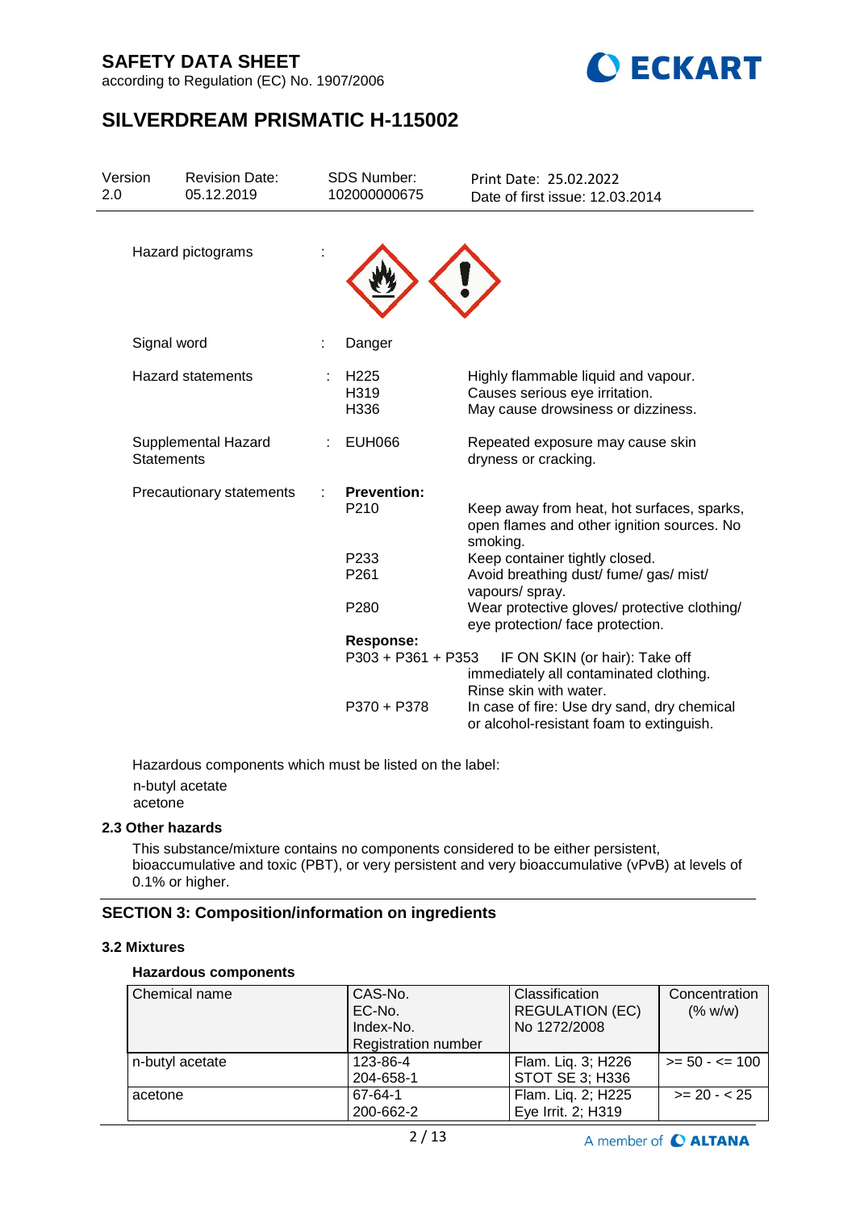Hazard pictograms :

Signal word : Danger

| | | |
|---|---|---|
| Hazard statements | H225 | Highly flammable liquid and vapour. |
| | H319 | Causes serious eye irritation. |
| | H336 | May cause drowsiness or dizziness. |
| Supplemental Hazard Statements | EUH066 | Repeated exposure may cause skin dryness or cracking. |
| Precautionary statements | **Prevention:** | |
| | P210 | Keep away from heat, hot surfaces, sparks, open flames and other ignition sources. No smoking. |
| | P233 | Keep container tightly closed. |
| | P261 | Avoid breathing dust/ fume/ gas/ mist/ vapours/ spray. |
| | P280 | Wear protective gloves/ protective clothing/ eye protection/ face protection. |
| | **Response:** | |
| | P303 + P361 + P353 | IF ON SKIN (or hair): Take off immediately all contaminated clothing. Rinse skin with water. |
| | P370 + P378 | In case of fire: Use dry sand, dry chemical or alcohol-resistant foam to extinguish. |

Hazardous components which must be listed on the label:

n-butyl acetate
acetone

### 2.3 Other hazards

This substance/mixture contains no components considered to be either persistent, bioaccumulative and toxic (PBT), or very persistent and very bioaccumulative (vPvB) at levels of 0.1% or higher.

## SECTION 3: Composition/information on ingredients

### 3.2 Mixtures

#### Hazardous components

| Chemical name | CAS-No.<br>EC-No.<br>Index-No.<br>Registration number | Classification REGULATION (EC) No 1272/2008 | Concentration (% w/w) |
|---|---|---|---|
| n-butyl acetate | 123-86-4<br>204-658-1 | Flam. Liq. 3; H226<br>STOT SE 3; H336 | >= 50 - <= 100 |
| acetone | 67-64-1<br>200-662-2 | Flam. Liq. 2; H225<br>Eye Irrit. 2; H319 | >= 20 - < 25 |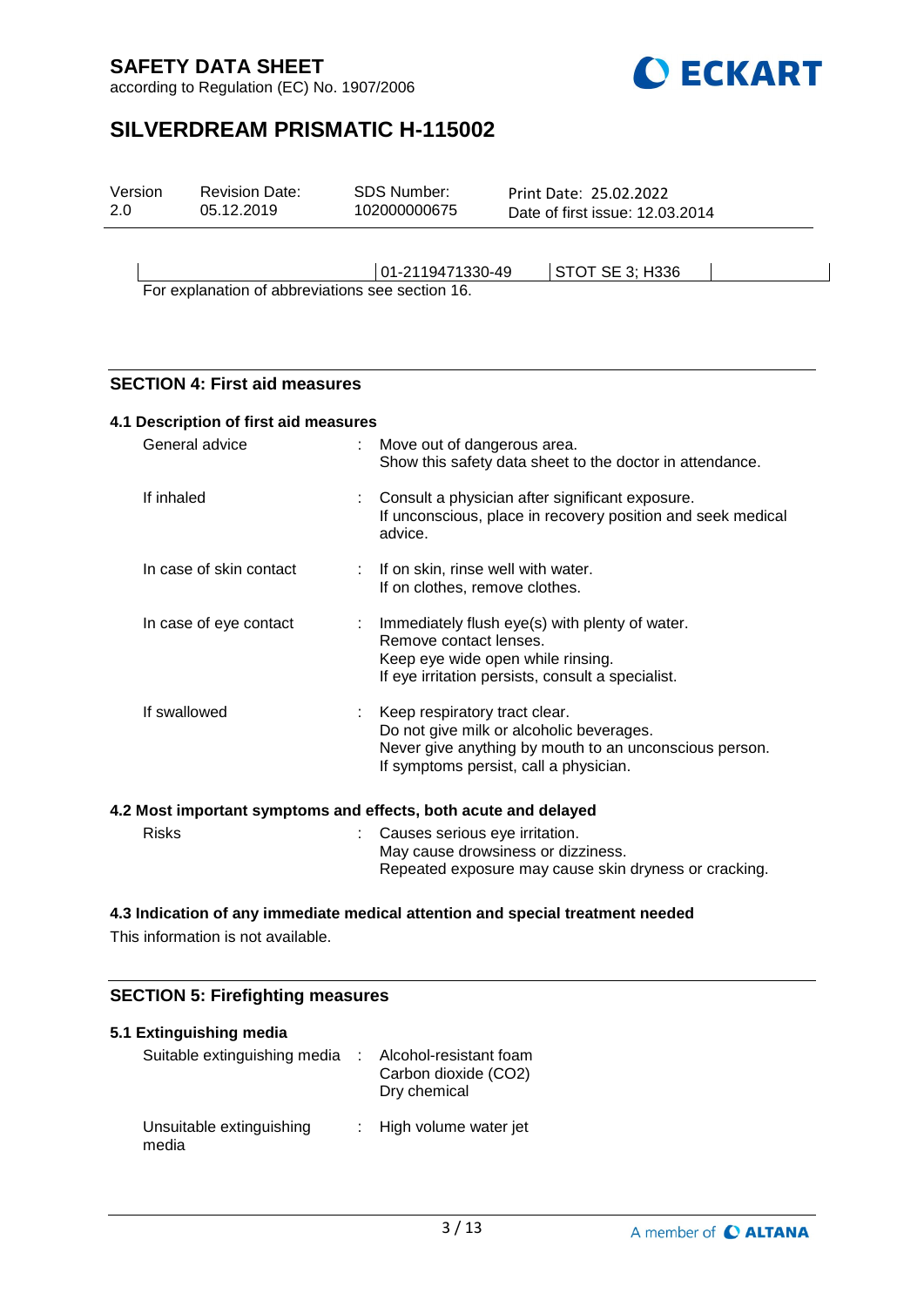| | | | |
|---|---|---|---|
| | 01-2119471330-49 | STOT SE 3; H336 | |

For explanation of abbreviations see section 16.

## SECTION 4: First aid measures

### 4.1 Description of first aid measures

General advice : Move out of dangerous area.
Show this safety data sheet to the doctor in attendance.

If inhaled : Consult a physician after significant exposure.
If unconscious, place in recovery position and seek medical advice.

In case of skin contact : If on skin, rinse well with water.
If on clothes, remove clothes.

In case of eye contact : Immediately flush eye(s) with plenty of water.
Remove contact lenses.
Keep eye wide open while rinsing.
If eye irritation persists, consult a specialist.

If swallowed : Keep respiratory tract clear.
Do not give milk or alcoholic beverages.
Never give anything by mouth to an unconscious person.
If symptoms persist, call a physician.

### 4.2 Most important symptoms and effects, both acute and delayed

Risks : Causes serious eye irritation.
May cause drowsiness or dizziness.
Repeated exposure may cause skin dryness or cracking.

### 4.3 Indication of any immediate medical attention and special treatment needed

This information is not available.

## SECTION 5: Firefighting measures

### 5.1 Extinguishing media

Suitable extinguishing media : Alcohol-resistant foam
Carbon dioxide ($CO_2$)
Dry chemical

Unsuitable extinguishing media : High volume water jet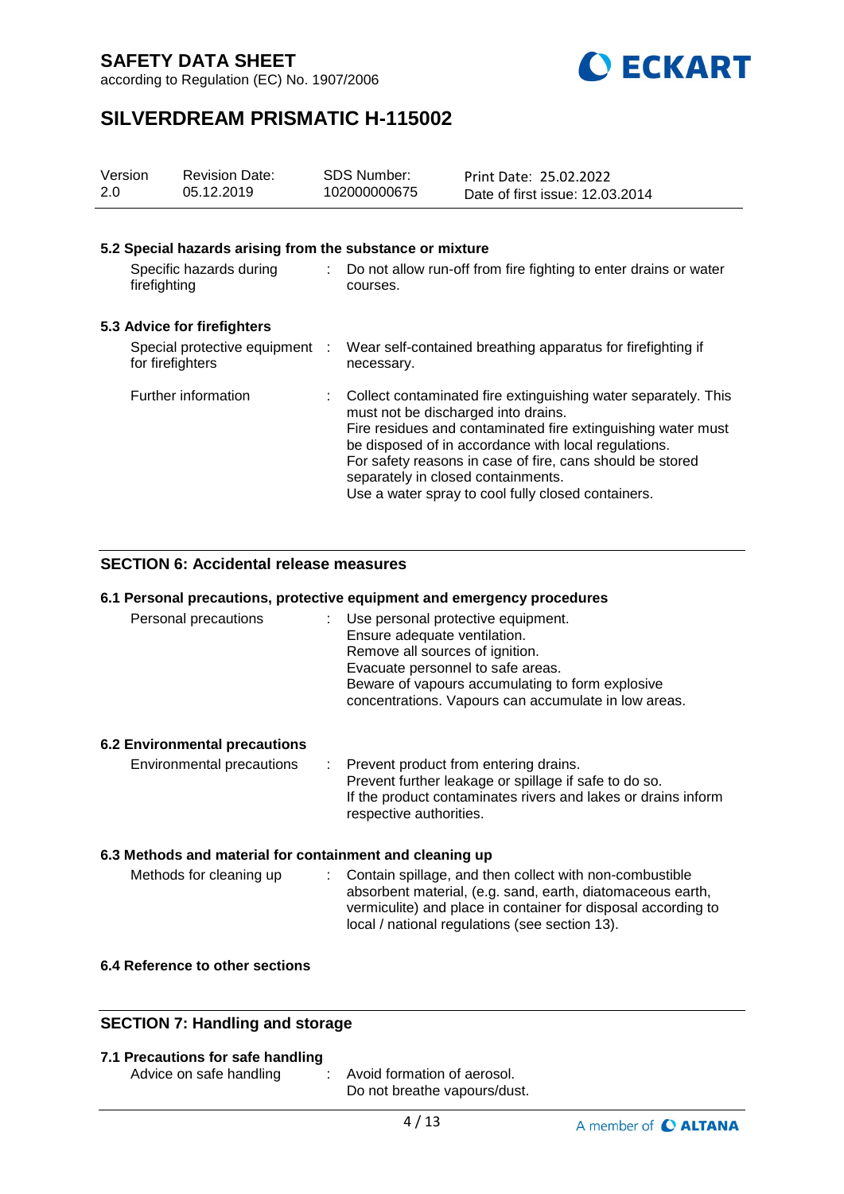### 5.2 Special hazards arising from the substance or mixture

| | |
|---|---|
| Specific hazards during firefighting | : Do not allow run-off from fire fighting to enter drains or water courses. |

### 5.3 Advice for firefighters

| | |
|---|---|
| Special protective equipment for firefighters | : Wear self-contained breathing apparatus for firefighting if necessary. |
| Further information | : Collect contaminated fire extinguishing water separately. This must not be discharged into drains.<br>Fire residues and contaminated fire extinguishing water must be disposed of in accordance with local regulations.<br>For safety reasons in case of fire, cans should be stored separately in closed containments.<br>Use a water spray to cool fully closed containers. |

## SECTION 6: Accidental release measures

### 6.1 Personal precautions, protective equipment and emergency procedures

| | |
|---|---|
| Personal precautions | : Use personal protective equipment.<br>Ensure adequate ventilation.<br>Remove all sources of ignition.<br>Evacuate personnel to safe areas.<br>Beware of vapours accumulating to form explosive concentrations. Vapours can accumulate in low areas. |

### 6.2 Environmental precautions

| | |
|---|---|
| Environmental precautions | : Prevent product from entering drains.<br>Prevent further leakage or spillage if safe to do so.<br>If the product contaminates rivers and lakes or drains inform respective authorities. |

### 6.3 Methods and material for containment and cleaning up

| | |
|---|---|
| Methods for cleaning up | : Contain spillage, and then collect with non-combustible absorbent material, (e.g. sand, earth, diatomaceous earth, vermiculite) and place in container for disposal according to local / national regulations (see section 13). |

### 6.4 Reference to other sections

## SECTION 7: Handling and storage

### 7.1 Precautions for safe handling

| | |
|---|---|
| Advice on safe handling | : Avoid formation of aerosol.<br>Do not breathe vapours/dust. |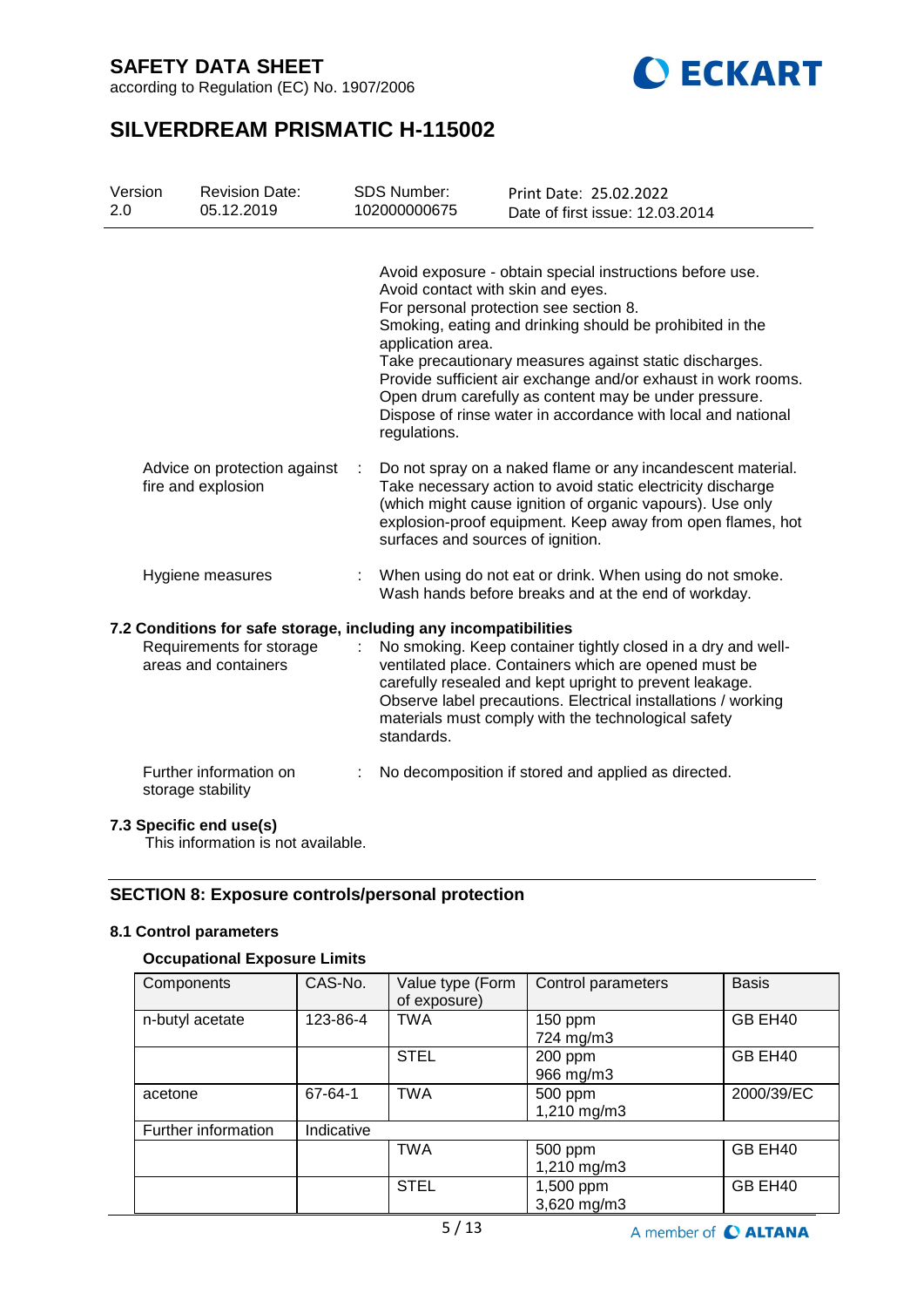Avoid exposure - obtain special instructions before use.
Avoid contact with skin and eyes.
For personal protection see section 8.
Smoking, eating and drinking should be prohibited in the application area.
Take precautionary measures against static discharges.
Provide sufficient air exchange and/or exhaust in work rooms.
Open drum carefully as content may be under pressure.
Dispose of rinse water in accordance with local and national regulations.

Advice on protection against fire and explosion : Do not spray on a naked flame or any incandescent material. Take necessary action to avoid static electricity discharge (which might cause ignition of organic vapours). Use only explosion-proof equipment. Keep away from open flames, hot surfaces and sources of ignition.

Hygiene measures : When using do not eat or drink. When using do not smoke. Wash hands before breaks and at the end of workday.

### 7.2 Conditions for safe storage, including any incompatibilities

Requirements for storage areas and containers : No smoking. Keep container tightly closed in a dry and well-ventilated place. Containers which are opened must be carefully resealed and kept upright to prevent leakage. Observe label precautions. Electrical installations / working materials must comply with the technological safety standards.

Further information on storage stability : No decomposition if stored and applied as directed.

### 7.3 Specific end use(s)

This information is not available.

## SECTION 8: Exposure controls/personal protection

### 8.1 Control parameters

**Occupational Exposure Limits**

| Components | CAS-No. | Value type (Form of exposure) | Control parameters | Basis |
|---|---|---|---|---|
| n-butyl acetate | 123-86-4 | TWA | 150 ppm<br>724 mg/m3 | GB EH40 |
| | | STEL | 200 ppm<br>966 mg/m3 | GB EH40 |
| acetone | 67-64-1 | TWA | 500 ppm<br>1,210 mg/m3 | 2000/39/EC |
| Further information | Indicative | | | |
| | | TWA | 500 ppm<br>1,210 mg/m3 | GB EH40 |
| | | STEL | 1,500 ppm<br>3,620 mg/m3 | GB EH40 |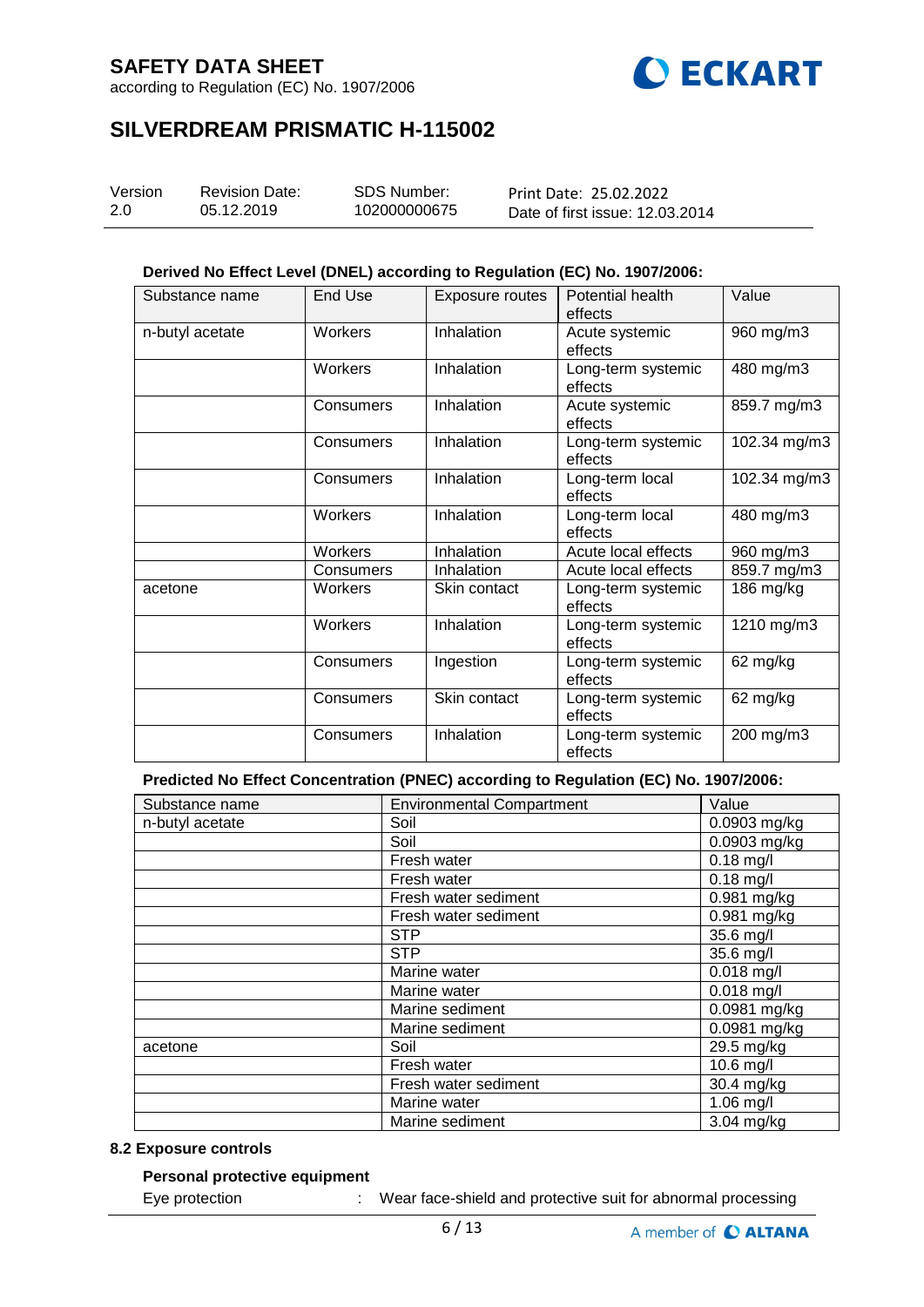**Derived No Effect Level (DNEL) according to Regulation (EC) No. 1907/2006:**

| Substance name | End Use | Exposure routes | Potential health effects | Value |
|---|---|---|---|---|
| n-butyl acetate | Workers | Inhalation | Acute systemic effects | 960 mg/m3 |
| | Workers | Inhalation | Long-term systemic effects | 480 mg/m3 |
| | Consumers | Inhalation | Acute systemic effects | 859.7 mg/m3 |
| | Consumers | Inhalation | Long-term systemic effects | 102.34 mg/m3 |
| | Consumers | Inhalation | Long-term local effects | 102.34 mg/m3 |
| | Workers | Inhalation | Long-term local effects | 480 mg/m3 |
| | Workers | Inhalation | Acute local effects | 960 mg/m3 |
| | Consumers | Inhalation | Acute local effects | 859.7 mg/m3 |
| acetone | Workers | Skin contact | Long-term systemic effects | 186 mg/kg |
| | Workers | Inhalation | Long-term systemic effects | 1210 mg/m3 |
| | Consumers | Ingestion | Long-term systemic effects | 62 mg/kg |
| | Consumers | Skin contact | Long-term systemic effects | 62 mg/kg |
| | Consumers | Inhalation | Long-term systemic effects | 200 mg/m3 |

**Predicted No Effect Concentration (PNEC) according to Regulation (EC) No. 1907/2006:**

| Substance name | Environmental Compartment | Value |
|---|---|---|
| n-butyl acetate | Soil | 0.0903 mg/kg |
| | Soil | 0.0903 mg/kg |
| | Fresh water | 0.18 mg/l |
| | Fresh water | 0.18 mg/l |
| | Fresh water sediment | 0.981 mg/kg |
| | Fresh water sediment | 0.981 mg/kg |
| | STP | 35.6 mg/l |
| | STP | 35.6 mg/l |
| | Marine water | 0.018 mg/l |
| | Marine water | 0.018 mg/l |
| | Marine sediment | 0.0981 mg/kg |
| | Marine sediment | 0.0981 mg/kg |
| acetone | Soil | 29.5 mg/kg |
| | Fresh water | 10.6 mg/l |
| | Fresh water sediment | 30.4 mg/kg |
| | Marine water | 1.06 mg/l |
| | Marine sediment | 3.04 mg/kg |

**8.2 Exposure controls**

**Personal protective equipment**

Eye protection : Wear face-shield and protective suit for abnormal processing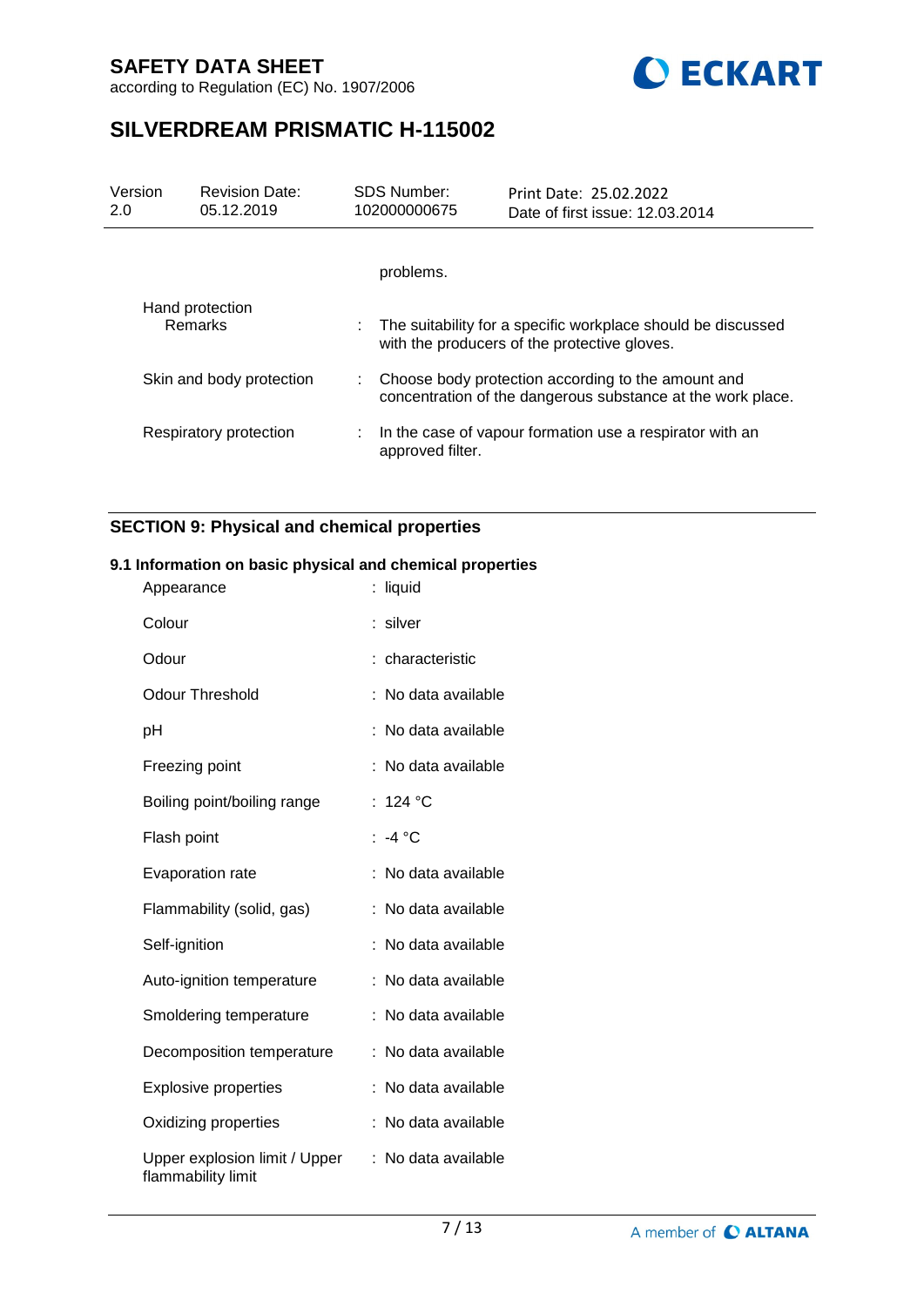problems.

| | | |
|---|---|---|
| Hand protection<br>Remarks | : | The suitability for a specific workplace should be discussed with the producers of the protective gloves. |
| Skin and body protection | : | Choose body protection according to the amount and concentration of the dangerous substance at the work place. |
| Respiratory protection | : | In the case of vapour formation use a respirator with an approved filter. |

## SECTION 9: Physical and chemical properties

### 9.1 Information on basic physical and chemical properties

| | |
|---|---|
| Appearance | : liquid |
| Colour | : silver |
| Odour | : characteristic |
| Odour Threshold | : No data available |
| pH | : No data available |
| Freezing point | : No data available |
| Boiling point/boiling range | : 124 °C |
| Flash point | : -4 °C |
| Evaporation rate | : No data available |
| Flammability (solid, gas) | : No data available |
| Self-ignition | : No data available |
| Auto-ignition temperature | : No data available |
| Smoldering temperature | : No data available |
| Decomposition temperature | : No data available |
| Explosive properties | : No data available |
| Oxidizing properties | : No data available |
| Upper explosion limit / Upper flammability limit | : No data available |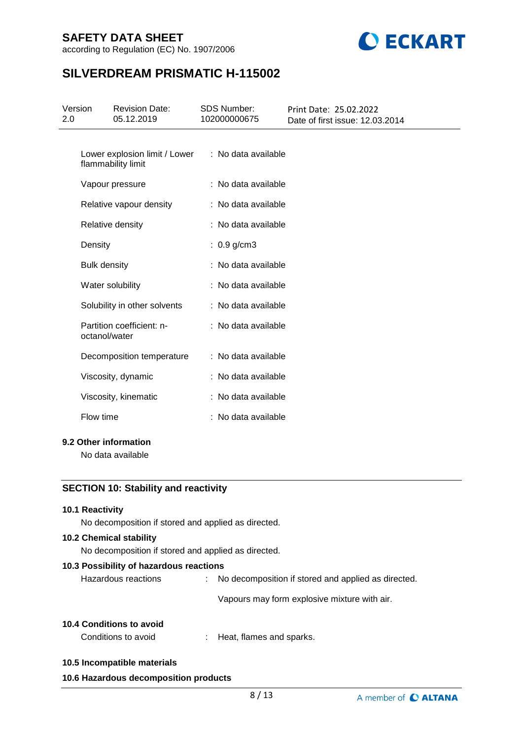| | |
|---|---|
| Lower explosion limit / Lower flammability limit | : No data available |
| Vapour pressure | : No data available |
| Relative vapour density | : No data available |
| Relative density | : No data available |
| Density | : 0.9 g/cm3 |
| Bulk density | : No data available |
| Water solubility | : No data available |
| Solubility in other solvents | : No data available |
| Partition coefficient: n-octanol/water | : No data available |
| Decomposition temperature | : No data available |
| Viscosity, dynamic | : No data available |
| Viscosity, kinematic | : No data available |
| Flow time | : No data available |

### 9.2 Other information

No data available

## SECTION 10: Stability and reactivity

### 10.1 Reactivity

No decomposition if stored and applied as directed.

### 10.2 Chemical stability

No decomposition if stored and applied as directed.

### 10.3 Possibility of hazardous reactions

Hazardous reactions : No decomposition if stored and applied as directed.

Vapours may form explosive mixture with air.

### 10.4 Conditions to avoid

Conditions to avoid : Heat, flames and sparks.

### 10.5 Incompatible materials

### 10.6 Hazardous decomposition products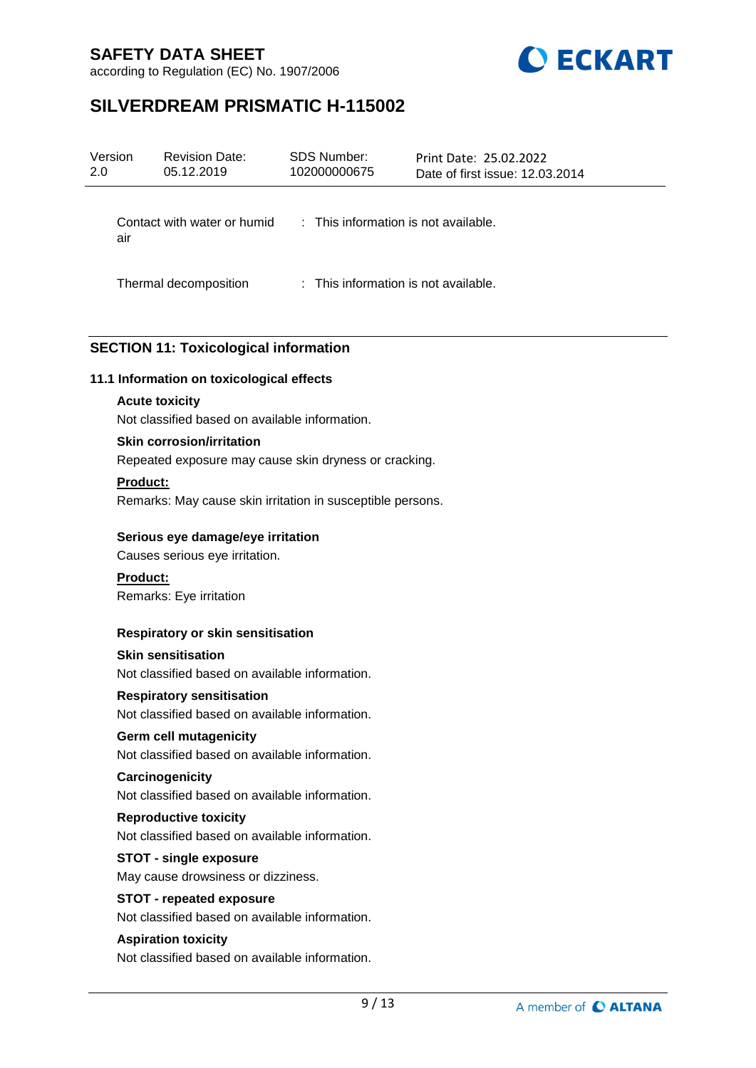| | |
|---|---|
| Contact with water or humid air | : This information is not available. |
| Thermal decomposition | : This information is not available. |

## SECTION 11: Toxicological information

### 11.1 Information on toxicological effects

**Acute toxicity**

Not classified based on available information.

**Skin corrosion/irritation**

Repeated exposure may cause skin dryness or cracking.

**Product:**

Remarks: May cause skin irritation in susceptible persons.

**Serious eye damage/eye irritation**

Causes serious eye irritation.

**Product:**

Remarks: Eye irritation

**Respiratory or skin sensitisation**

**Skin sensitisation**

Not classified based on available information.

**Respiratory sensitisation**

Not classified based on available information.

**Germ cell mutagenicity**

Not classified based on available information.

**Carcinogenicity**

Not classified based on available information.

**Reproductive toxicity**

Not classified based on available information.

**STOT - single exposure**

May cause drowsiness or dizziness.

**STOT - repeated exposure**

Not classified based on available information.

**Aspiration toxicity**

Not classified based on available information.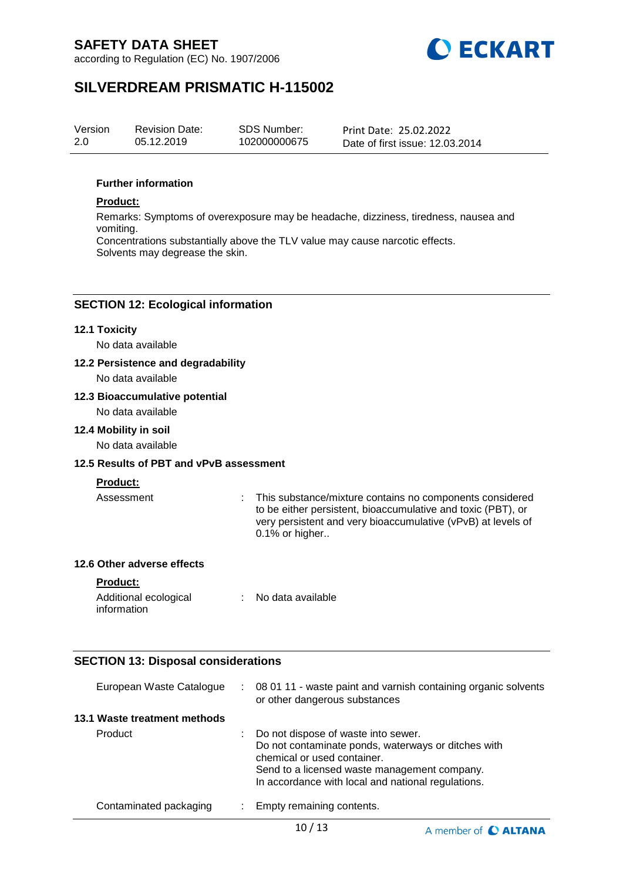**Further information**

**Product:**

Remarks: Symptoms of overexposure may be headache, dizziness, tiredness, nausea and vomiting.
Concentrations substantially above the TLV value may cause narcotic effects.
Solvents may degrease the skin.

## SECTION 12: Ecological information

### 12.1 Toxicity

No data available

### 12.2 Persistence and degradability

No data available

### 12.3 Bioaccumulative potential

No data available

### 12.4 Mobility in soil

No data available

### 12.5 Results of PBT and vPvB assessment

**Product:**

| | | |
|---|---|---|
| Assessment | : | This substance/mixture contains no components considered to be either persistent, bioaccumulative and toxic (PBT), or very persistent and very bioaccumulative (vPvB) at levels of 0.1% or higher.. |

### 12.6 Other adverse effects

**Product:**

| | | |
|---|---|---|
| Additional ecological information | : | No data available |

## SECTION 13: Disposal considerations

| | | |
|---|---|---|
| European Waste Catalogue | : | 08 01 11 - waste paint and varnish containing organic solvents or other dangerous substances |

### 13.1 Waste treatment methods

| | | |
|---|---|---|
| Product | : | Do not dispose of waste into sewer.<br>Do not contaminate ponds, waterways or ditches with chemical or used container.<br>Send to a licensed waste management company.<br>In accordance with local and national regulations. |
| Contaminated packaging | : | Empty remaining contents. |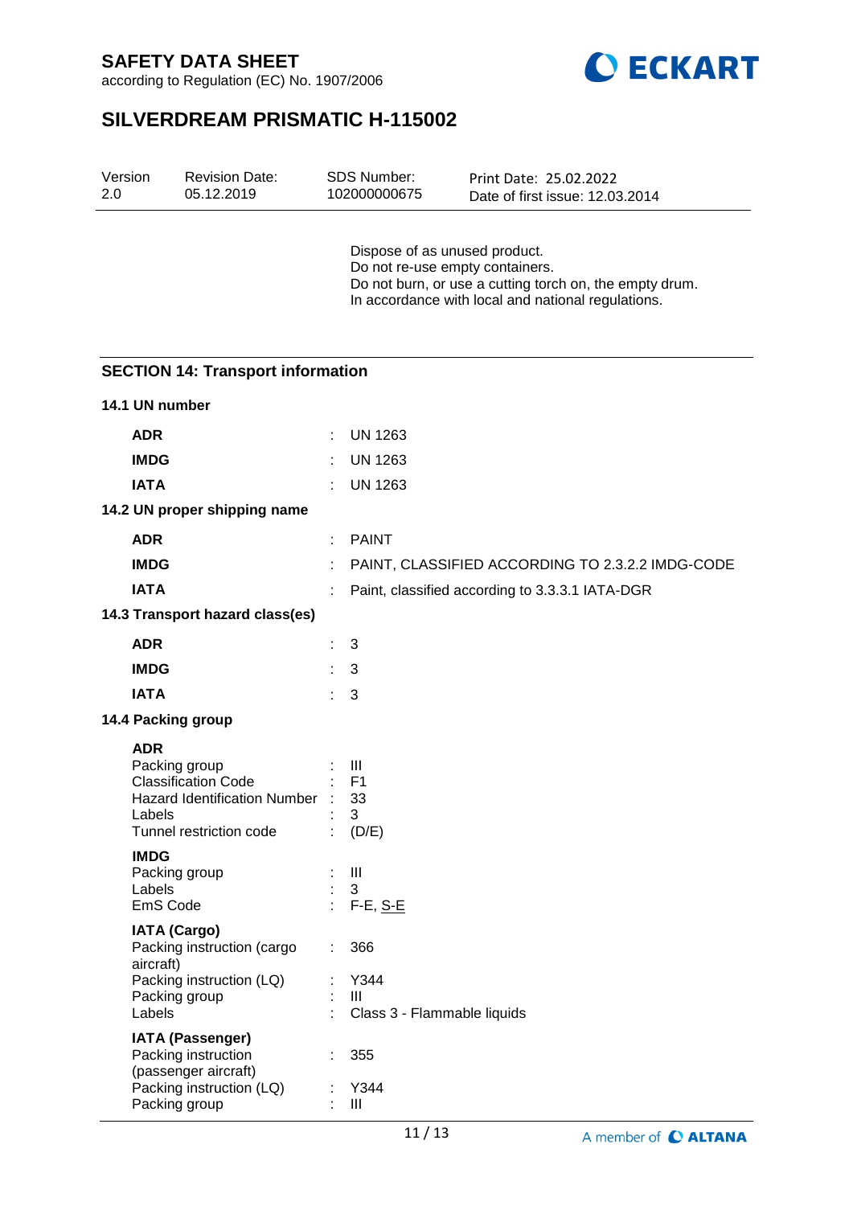Dispose of as unused product.
Do not re-use empty containers.
Do not burn, or use a cutting torch on, the empty drum.
In accordance with local and national regulations.

## SECTION 14: Transport information

### 14.1 UN number

| | | |
|---|---|---|
| **ADR** | : | UN 1263 |
| **IMDG** | : | UN 1263 |
| **IATA** | : | UN 1263 |

### 14.2 UN proper shipping name

| | | |
|---|---|---|
| **ADR** | : | PAINT |
| **IMDG** | : | PAINT, CLASSIFIED ACCORDING TO 2.3.2.2 IMDG-CODE |
| **IATA** | : | Paint, classified according to 3.3.3.1 IATA-DGR |

### 14.3 Transport hazard class(es)

| | | |
|---|---|---|
| **ADR** | : | 3 |
| **IMDG** | : | 3 |
| **IATA** | : | 3 |

### 14.4 Packing group

**ADR**

| | | |
|---|---|---|
| Packing group | : | III |
| Classification Code | : | F1 |
| Hazard Identification Number | : | 33 |
| Labels | : | 3 |
| Tunnel restriction code | : | (D/E) |

**IMDG**

| | | |
|---|---|---|
| Packing group | : | III |
| Labels | : | 3 |
| EmS Code | : | F-E, S-E |

**IATA (Cargo)**

| | | |
|---|---|---|
| Packing instruction (cargo aircraft) | : | 366 |
| Packing instruction (LQ) | : | Y344 |
| Packing group | : | III |
| Labels | : | Class 3 - Flammable liquids |

**IATA (Passenger)**

| | | |
|---|---|---|
| Packing instruction (passenger aircraft) | : | 355 |
| Packing instruction (LQ) | : | Y344 |
| Packing group | : | III |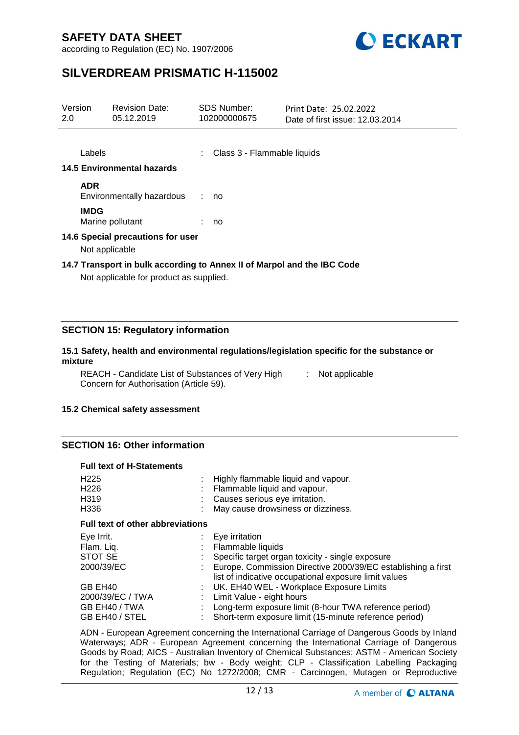| | | |
|---|---|---|
| Labels | : | Class 3 - Flammable liquids |

**14.5 Environmental hazards**

**ADR**

| | | |
|---|---|---|
| Environmentally hazardous | : | no |

**IMDG**

| | | |
|---|---|---|
| Marine pollutant | : | no |

**14.6 Special precautions for user**

Not applicable

**14.7 Transport in bulk according to Annex II of Marpol and the IBC Code**

Not applicable for product as supplied.

## SECTION 15: Regulatory information

**15.1 Safety, health and environmental regulations/legislation specific for the substance or mixture**

| | | |
|---|---|---|
| REACH - Candidate List of Substances of Very High Concern for Authorisation (Article 59). | : | Not applicable |

**15.2 Chemical safety assessment**

## SECTION 16: Other information

**Full text of H-Statements**

| | | |
|---|---|---|
| H225 | : | Highly flammable liquid and vapour. |
| H226 | : | Flammable liquid and vapour. |
| H319 | : | Causes serious eye irritation. |
| H336 | : | May cause drowsiness or dizziness. |

**Full text of other abbreviations**

| | | |
|---|---|---|
| Eye Irrit. | : | Eye irritation |
| Flam. Liq. | : | Flammable liquids |
| STOT SE | : | Specific target organ toxicity - single exposure |
| 2000/39/EC | : | Europe. Commission Directive 2000/39/EC establishing a first list of indicative occupational exposure limit values |
| GB EH40 | : | UK. EH40 WEL - Workplace Exposure Limits |
| 2000/39/EC / TWA | : | Limit Value - eight hours |
| GB EH40 / TWA | : | Long-term exposure limit (8-hour TWA reference period) |
| GB EH40 / STEL | : | Short-term exposure limit (15-minute reference period) |

ADN - European Agreement concerning the International Carriage of Dangerous Goods by Inland Waterways; ADR - European Agreement concerning the International Carriage of Dangerous Goods by Road; AICS - Australian Inventory of Chemical Substances; ASTM - American Society for the Testing of Materials; bw - Body weight; CLP - Classification Labelling Packaging Regulation; Regulation (EC) No 1272/2008; CMR - Carcinogen, Mutagen or Reproductive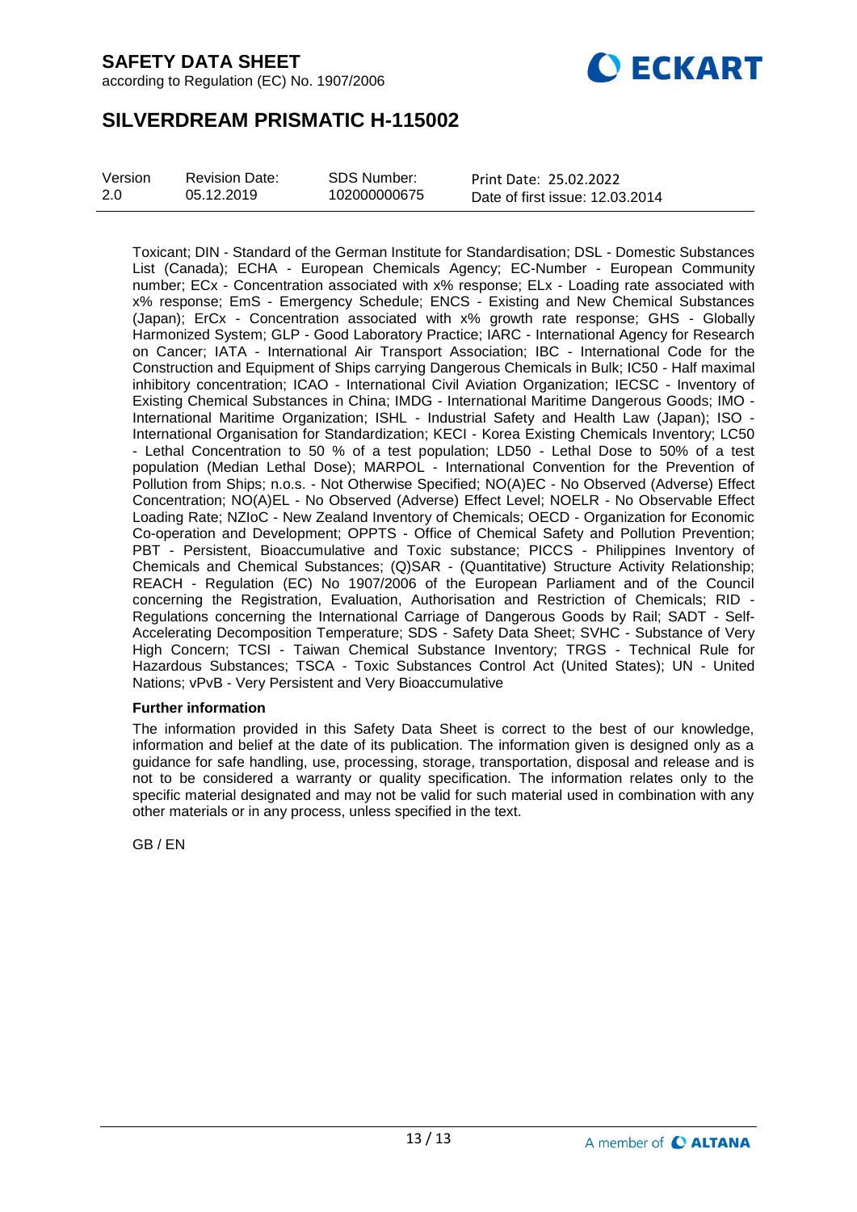Toxicant; DIN - Standard of the German Institute for Standardisation; DSL - Domestic Substances List (Canada); ECHA - European Chemicals Agency; EC-Number - European Community number; ECx - Concentration associated with x% response; ELx - Loading rate associated with x% response; EmS - Emergency Schedule; ENCS - Existing and New Chemical Substances (Japan); ErCx - Concentration associated with x% growth rate response; GHS - Globally Harmonized System; GLP - Good Laboratory Practice; IARC - International Agency for Research on Cancer; IATA - International Air Transport Association; IBC - International Code for the Construction and Equipment of Ships carrying Dangerous Chemicals in Bulk; IC50 - Half maximal inhibitory concentration; ICAO - International Civil Aviation Organization; IECSC - Inventory of Existing Chemical Substances in China; IMDG - International Maritime Dangerous Goods; IMO - International Maritime Organization; ISHL - Industrial Safety and Health Law (Japan); ISO - International Organisation for Standardization; KECI - Korea Existing Chemicals Inventory; LC50 - Lethal Concentration to 50 % of a test population; LD50 - Lethal Dose to 50% of a test population (Median Lethal Dose); MARPOL - International Convention for the Prevention of Pollution from Ships; n.o.s. - Not Otherwise Specified; NO(A)EC - No Observed (Adverse) Effect Concentration; NO(A)EL - No Observed (Adverse) Effect Level; NOELR - No Observable Effect Loading Rate; NZIoC - New Zealand Inventory of Chemicals; OECD - Organization for Economic Co-operation and Development; OPPTS - Office of Chemical Safety and Pollution Prevention; PBT - Persistent, Bioaccumulative and Toxic substance; PICCS - Philippines Inventory of Chemicals and Chemical Substances; (Q)SAR - (Quantitative) Structure Activity Relationship; REACH - Regulation (EC) No 1907/2006 of the European Parliament and of the Council concerning the Registration, Evaluation, Authorisation and Restriction of Chemicals; RID - Regulations concerning the International Carriage of Dangerous Goods by Rail; SADT - Self-Accelerating Decomposition Temperature; SDS - Safety Data Sheet; SVHC - Substance of Very High Concern; TCSI - Taiwan Chemical Substance Inventory; TRGS - Technical Rule for Hazardous Substances; TSCA - Toxic Substances Control Act (United States); UN - United Nations; vPvB - Very Persistent and Very Bioaccumulative

**Further information**

The information provided in this Safety Data Sheet is correct to the best of our knowledge, information and belief at the date of its publication. The information given is designed only as a guidance for safe handling, use, processing, storage, transportation, disposal and release and is not to be considered a warranty or quality specification. The information relates only to the specific material designated and may not be valid for such material used in combination with any other materials or in any process, unless specified in the text.

GB / EN